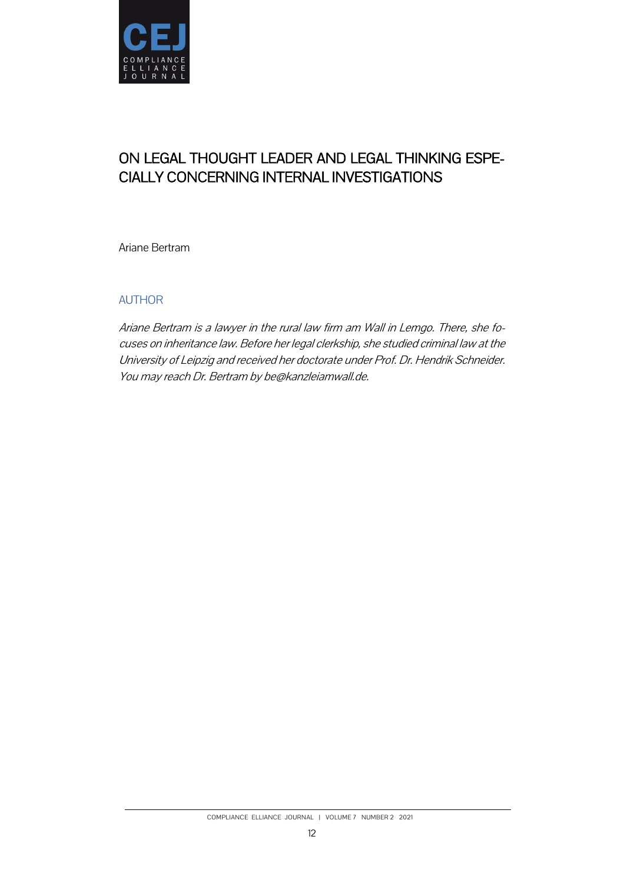# ON LEGAL THOUGHT LEADER AND LEGAL THINKING ESPECIALLY CONCERNING INTERNAL INVESTIGATIONS

Ariane Bertram

## AUTHOR

*Ariane Bertram is a lawyer in the rural law firm am Wall in Lemgo. There, she focuses on inheritance law. Before her legal clerkship, she studied criminal law at the University of Leipzig and received her doctorate under Prof. Dr. Hendrik Schneider. You may reach Dr. Bertram by be@kanzleiamwall.de.*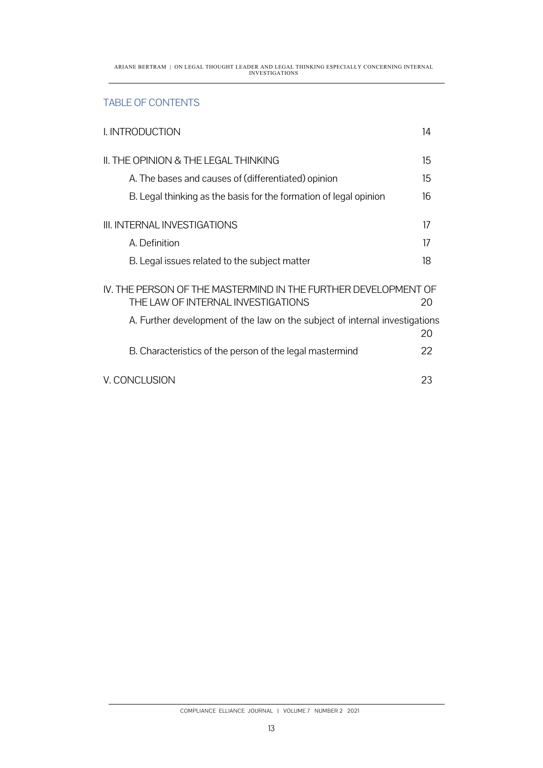## TABLE OF CONTENTS

I. INTRODUCTION 14

II. THE OPINION & THE LEGAL THINKING 15

- A. The bases and causes of (differentiated) opinion 15
- B. Legal thinking as the basis for the formation of legal opinion 16

III. INTERNAL INVESTIGATIONS 17

- A. Definition 17
- B. Legal issues related to the subject matter 18

IV. THE PERSON OF THE MASTERMIND IN THE FURTHER DEVELOPMENT OF THE LAW OF INTERNAL INVESTIGATIONS 20

- A. Further development of the law on the subject of internal investigations 20
- B. Characteristics of the person of the legal mastermind 22

V. CONCLUSION 23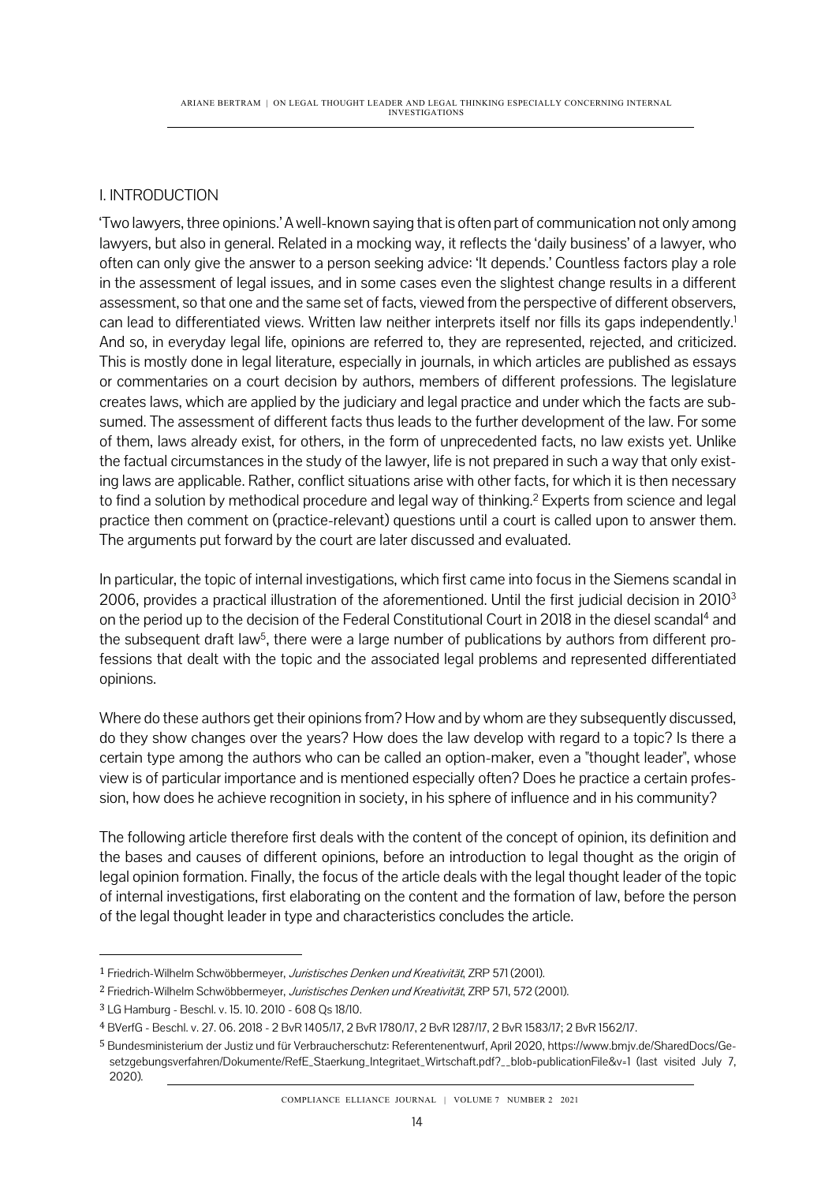## I. INTRODUCTION

'Two lawyers, three opinions.' A well-known saying that is often part of communication not only among lawyers, but also in general. Related in a mocking way, it reflects the 'daily business' of a lawyer, who often can only give the answer to a person seeking advice: 'It depends.' Countless factors play a role in the assessment of legal issues, and in some cases even the slightest change results in a different assessment, so that one and the same set of facts, viewed from the perspective of different observers, can lead to differentiated views. Written law neither interprets itself nor fills its gaps independently.[1] And so, in everyday legal life, opinions are referred to, they are represented, rejected, and criticized. This is mostly done in legal literature, especially in journals, in which articles are published as essays or commentaries on a court decision by authors, members of different professions. The legislature creates laws, which are applied by the judiciary and legal practice and under which the facts are subsumed. The assessment of different facts thus leads to the further development of the law. For some of them, laws already exist, for others, in the form of unprecedented facts, no law exists yet. Unlike the factual circumstances in the study of the lawyer, life is not prepared in such a way that only existing laws are applicable. Rather, conflict situations arise with other facts, for which it is then necessary to find a solution by methodical procedure and legal way of thinking.[2] Experts from science and legal practice then comment on (practice-relevant) questions until a court is called upon to answer them. The arguments put forward by the court are later discussed and evaluated.

In particular, the topic of internal investigations, which first came into focus in the Siemens scandal in 2006, provides a practical illustration of the aforementioned. Until the first judicial decision in 2010[3] on the period up to the decision of the Federal Constitutional Court in 2018 in the diesel scandal[4] and the subsequent draft law[5], there were a large number of publications by authors from different professions that dealt with the topic and the associated legal problems and represented differentiated opinions.

Where do these authors get their opinions from? How and by whom are they subsequently discussed, do they show changes over the years? How does the law develop with regard to a topic? Is there a certain type among the authors who can be called an option-maker, even a "thought leader", whose view is of particular importance and is mentioned especially often? Does he practice a certain profession, how does he achieve recognition in society, in his sphere of influence and in his community?

The following article therefore first deals with the content of the concept of opinion, its definition and the bases and causes of different opinions, before an introduction to legal thought as the origin of legal opinion formation. Finally, the focus of the article deals with the legal thought leader of the topic of internal investigations, first elaborating on the content and the formation of law, before the person of the legal thought leader in type and characteristics concludes the article.

---

[1] Friedrich-Wilhelm Schwöbbermeyer, *Juristisches Denken und Kreativität*, ZRP 571 (2001).

[2] Friedrich-Wilhelm Schwöbbermeyer, *Juristisches Denken und Kreativität*, ZRP 571, 572 (2001).

[3] LG Hamburg - Beschl. v. 15. 10. 2010 - 608 Qs 18/10.

[4] BVerfG - Beschl. v. 27. 06. 2018 - 2 BvR 1405/17, 2 BvR 1780/17, 2 BvR 1287/17, 2 BvR 1583/17; 2 BvR 1562/17.

[5] Bundesministerium der Justiz und für Verbraucherschutz: Referentenentwurf, April 2020, https://www.bmjv.de/SharedDocs/Gesetzgebungsverfahren/Dokumente/RefE_Staerkung_Integritaet_Wirtschaft.pdf?__blob=publicationFile&v=1 (last visited July 7, 2020).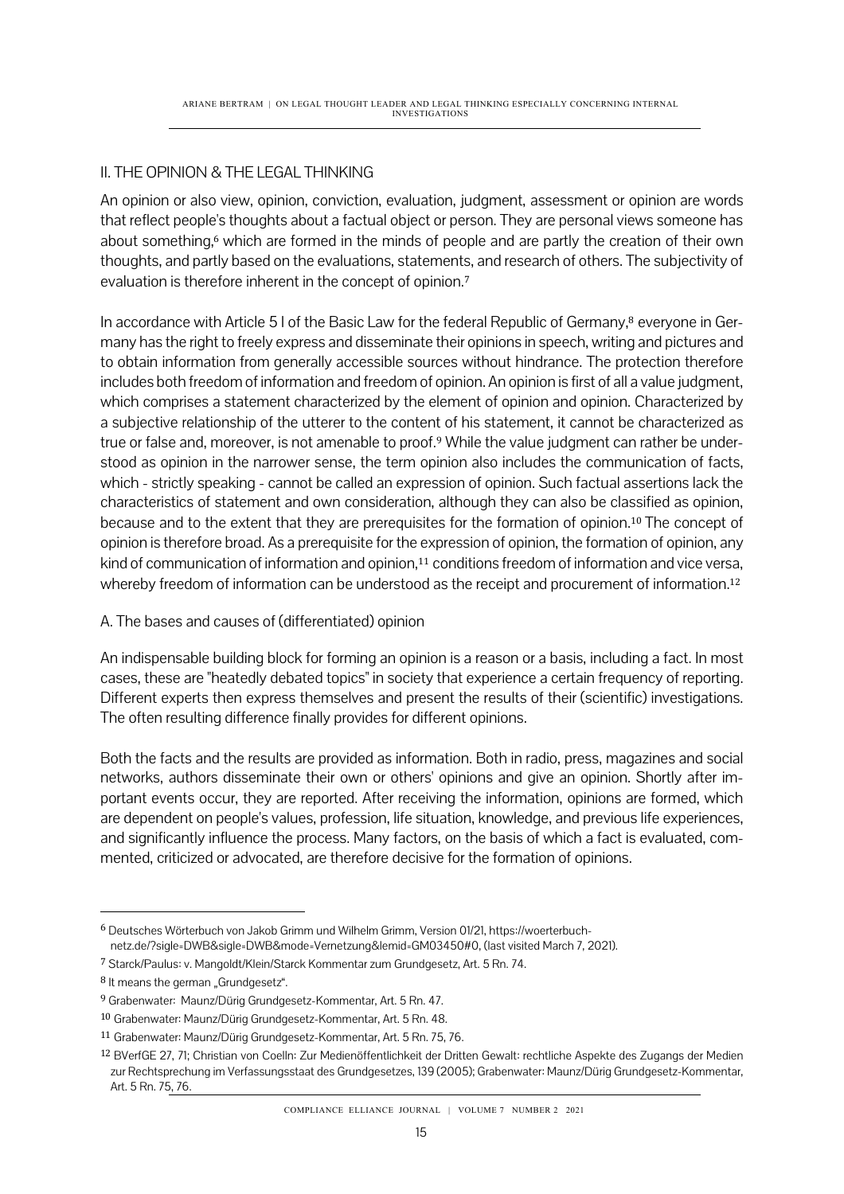## II. THE OPINION & THE LEGAL THINKING

An opinion or also view, opinion, conviction, evaluation, judgment, assessment or opinion are words that reflect people's thoughts about a factual object or person. They are personal views someone has about something,[6] which are formed in the minds of people and are partly the creation of their own thoughts, and partly based on the evaluations, statements, and research of others. The subjectivity of evaluation is therefore inherent in the concept of opinion.[7]

In accordance with Article 5 I of the Basic Law for the federal Republic of Germany,[8] everyone in Germany has the right to freely express and disseminate their opinions in speech, writing and pictures and to obtain information from generally accessible sources without hindrance. The protection therefore includes both freedom of information and freedom of opinion. An opinion is first of all a value judgment, which comprises a statement characterized by the element of opinion and opinion. Characterized by a subjective relationship of the utterer to the content of his statement, it cannot be characterized as true or false and, moreover, is not amenable to proof.[9] While the value judgment can rather be understood as opinion in the narrower sense, the term opinion also includes the communication of facts, which - strictly speaking - cannot be called an expression of opinion. Such factual assertions lack the characteristics of statement and own consideration, although they can also be classified as opinion, because and to the extent that they are prerequisites for the formation of opinion.[10] The concept of opinion is therefore broad. As a prerequisite for the expression of opinion, the formation of opinion, any kind of communication of information and opinion,[11] conditions freedom of information and vice versa, whereby freedom of information can be understood as the receipt and procurement of information.[12]

### A. The bases and causes of (differentiated) opinion

An indispensable building block for forming an opinion is a reason or a basis, including a fact. In most cases, these are "heatedly debated topics" in society that experience a certain frequency of reporting. Different experts then express themselves and present the results of their (scientific) investigations. The often resulting difference finally provides for different opinions.

Both the facts and the results are provided as information. Both in radio, press, magazines and social networks, authors disseminate their own or others' opinions and give an opinion. Shortly after important events occur, they are reported. After receiving the information, opinions are formed, which are dependent on people's values, profession, life situation, knowledge, and previous life experiences, and significantly influence the process. Many factors, on the basis of which a fact is evaluated, commented, criticized or advocated, are therefore decisive for the formation of opinions.

---

[6] Deutsches Wörterbuch von Jakob Grimm und Wilhelm Grimm, Version 01/21, https://woerterbuch-netz.de/?sigle=DWB&sigle=DWB&mode=Vernetzung&lemid=GM03450#0, (last visited March 7, 2021).

[7] Starck/Paulus: v. Mangoldt/Klein/Starck Kommentar zum Grundgesetz, Art. 5 Rn. 74.

[8] It means the german „Grundgesetz".

[9] Grabenwater: Maunz/Dürig Grundgesetz-Kommentar, Art. 5 Rn. 47.

[10] Grabenwater: Maunz/Dürig Grundgesetz-Kommentar, Art. 5 Rn. 48.

[11] Grabenwater: Maunz/Dürig Grundgesetz-Kommentar, Art. 5 Rn. 75, 76.

[12] BVerfGE 27, 71; Christian von Coelln: Zur Medienöffentlichkeit der Dritten Gewalt: rechtliche Aspekte des Zugangs der Medien zur Rechtsprechung im Verfassungsstaat des Grundgesetzes, 139 (2005); Grabenwater: Maunz/Dürig Grundgesetz-Kommentar, Art. 5 Rn. 75, 76.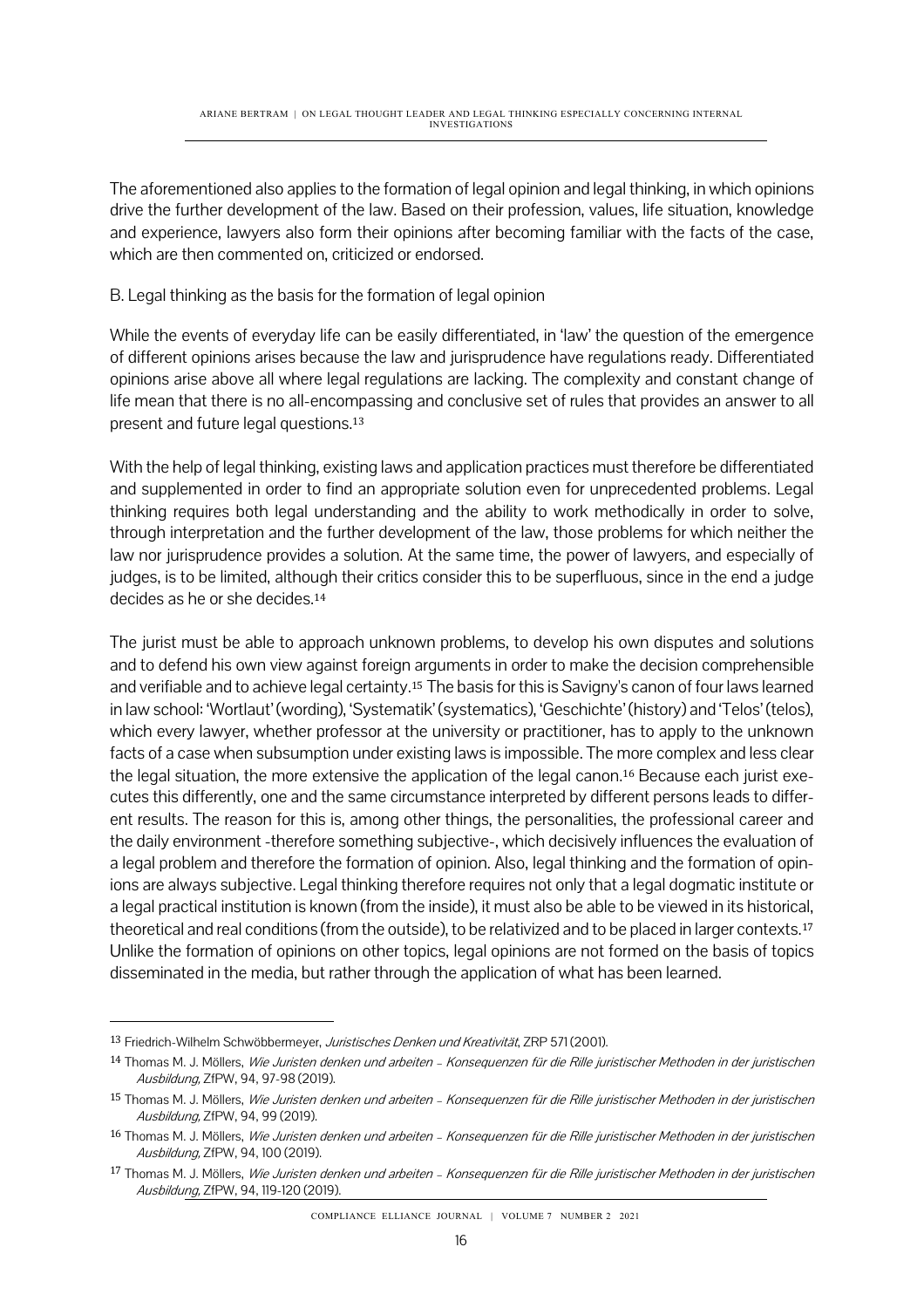The aforementioned also applies to the formation of legal opinion and legal thinking, in which opinions drive the further development of the law. Based on their profession, values, life situation, knowledge and experience, lawyers also form their opinions after becoming familiar with the facts of the case, which are then commented on, criticized or endorsed.

B. Legal thinking as the basis for the formation of legal opinion

While the events of everyday life can be easily differentiated, in 'law' the question of the emergence of different opinions arises because the law and jurisprudence have regulations ready. Differentiated opinions arise above all where legal regulations are lacking. The complexity and constant change of life mean that there is no all-encompassing and conclusive set of rules that provides an answer to all present and future legal questions.[13]

With the help of legal thinking, existing laws and application practices must therefore be differentiated and supplemented in order to find an appropriate solution even for unprecedented problems. Legal thinking requires both legal understanding and the ability to work methodically in order to solve, through interpretation and the further development of the law, those problems for which neither the law nor jurisprudence provides a solution. At the same time, the power of lawyers, and especially of judges, is to be limited, although their critics consider this to be superfluous, since in the end a judge decides as he or she decides.[14]

The jurist must be able to approach unknown problems, to develop his own disputes and solutions and to defend his own view against foreign arguments in order to make the decision comprehensible and verifiable and to achieve legal certainty.[15] The basis for this is Savigny's canon of four laws learned in law school: 'Wortlaut' (wording), 'Systematik' (systematics), 'Geschichte' (history) and 'Telos' (telos), which every lawyer, whether professor at the university or practitioner, has to apply to the unknown facts of a case when subsumption under existing laws is impossible. The more complex and less clear the legal situation, the more extensive the application of the legal canon.[16] Because each jurist executes this differently, one and the same circumstance interpreted by different persons leads to different results. The reason for this is, among other things, the personalities, the professional career and the daily environment -therefore something subjective-, which decisively influences the evaluation of a legal problem and therefore the formation of opinion. Also, legal thinking and the formation of opinions are always subjective. Legal thinking therefore requires not only that a legal dogmatic institute or a legal practical institution is known (from the inside), it must also be able to be viewed in its historical, theoretical and real conditions (from the outside), to be relativized and to be placed in larger contexts.[17] Unlike the formation of opinions on other topics, legal opinions are not formed on the basis of topics disseminated in the media, but rather through the application of what has been learned.

---

[13] Friedrich-Wilhelm Schwöbbermeyer, *Juristisches Denken und Kreativität*, ZRP 571 (2001).

[14] Thomas M. J. Möllers, *Wie Juristen denken und arbeiten – Konsequenzen für die Rille juristischer Methoden in der juristischen Ausbildung*, ZfPW, 94, 97-98 (2019).

[15] Thomas M. J. Möllers, *Wie Juristen denken und arbeiten – Konsequenzen für die Rille juristischer Methoden in der juristischen Ausbildung*, ZfPW, 94, 99 (2019).

[16] Thomas M. J. Möllers, *Wie Juristen denken und arbeiten – Konsequenzen für die Rille juristischer Methoden in der juristischen Ausbildung*, ZfPW, 94, 100 (2019).

[17] Thomas M. J. Möllers, *Wie Juristen denken und arbeiten – Konsequenzen für die Rille juristischer Methoden in der juristischen Ausbildung*, ZfPW, 94, 119-120 (2019).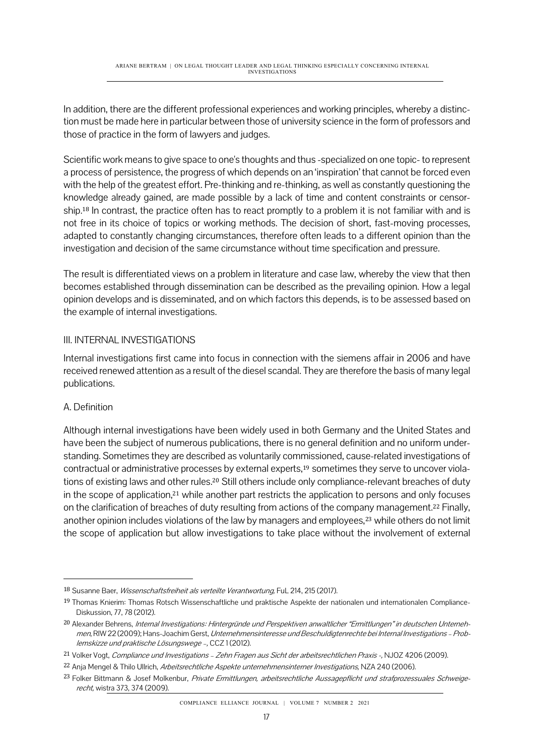In addition, there are the different professional experiences and working principles, whereby a distinction must be made here in particular between those of university science in the form of professors and those of practice in the form of lawyers and judges.

Scientific work means to give space to one's thoughts and thus -specialized on one topic- to represent a process of persistence, the progress of which depends on an 'inspiration' that cannot be forced even with the help of the greatest effort. Pre-thinking and re-thinking, as well as constantly questioning the knowledge already gained, are made possible by a lack of time and content constraints or censorship.[18] In contrast, the practice often has to react promptly to a problem it is not familiar with and is not free in its choice of topics or working methods. The decision of short, fast-moving processes, adapted to constantly changing circumstances, therefore often leads to a different opinion than the investigation and decision of the same circumstance without time specification and pressure.

The result is differentiated views on a problem in literature and case law, whereby the view that then becomes established through dissemination can be described as the prevailing opinion. How a legal opinion develops and is disseminated, and on which factors this depends, is to be assessed based on the example of internal investigations.

## III. INTERNAL INVESTIGATIONS

Internal investigations first came into focus in connection with the siemens affair in 2006 and have received renewed attention as a result of the diesel scandal. They are therefore the basis of many legal publications.

### A. Definition

Although internal investigations have been widely used in both Germany and the United States and have been the subject of numerous publications, there is no general definition and no uniform understanding. Sometimes they are described as voluntarily commissioned, cause-related investigations of contractual or administrative processes by external experts,[19] sometimes they serve to uncover violations of existing laws and other rules.[20] Still others include only compliance-relevant breaches of duty in the scope of application,[21] while another part restricts the application to persons and only focuses on the clarification of breaches of duty resulting from actions of the company management.[22] Finally, another opinion includes violations of the law by managers and employees,[23] while others do not limit the scope of application but allow investigations to take place without the involvement of external

---

[18] Susanne Baer, *Wissenschaftsfreiheit als verteilte Verantwortung*, FuL 214, 215 (2017).

[19] Thomas Knierim: Thomas Rotsch Wissenschaftliche und praktische Aspekte der nationalen und internationalen Compliance-Diskussion, 77, 78 (2012).

[20] Alexander Behrens, *Internal Investigations: Hintergründe und Perspektiven anwaltlicher "Ermittlungen" in deutschen Unternehmen*, RIW 22 (2009); Hans-Joachim Gerst, *Unternehmensinteresse und Beschuldigtenrechte bei Internal Investigations – Problemskizze und praktische Lösungswege –*, CCZ 1 (2012).

[21] Volker Vogt, *Compliance und Investigations – Zehn Fragen aus Sicht der arbeitsrechtlichen Praxis -*, NJOZ 4206 (2009).

[22] Anja Mengel & Thilo Ullrich, *Arbeitsrechtliche Aspekte unternehmensinterner Investigations*, NZA 240 (2006).

[23] Folker Bittmann & Josef Molkenbur, *Private Ermittlungen, arbeitsrechtliche Aussagepflicht und strafprozessuales Schweigerecht*, wistra 373, 374 (2009).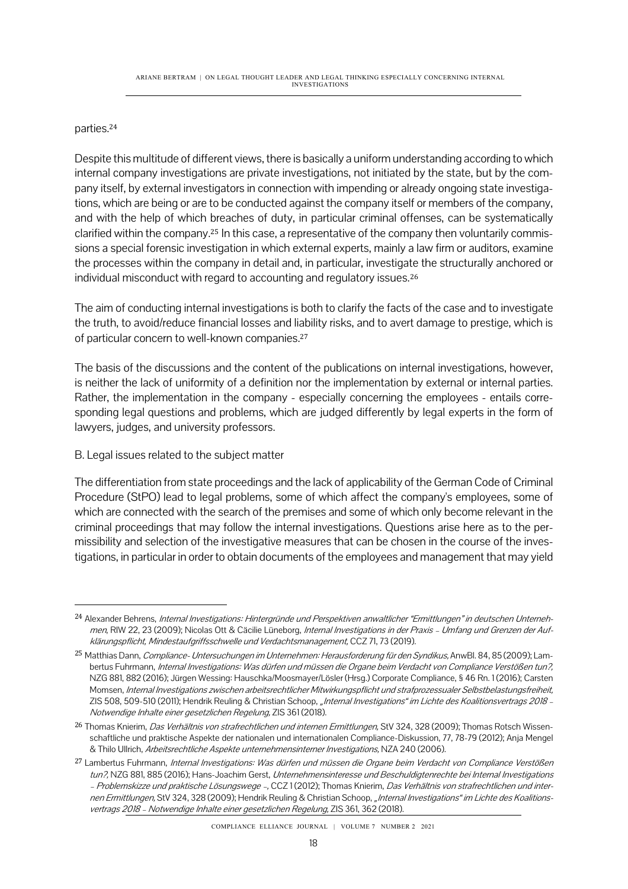parties.[24]

Despite this multitude of different views, there is basically a uniform understanding according to which internal company investigations are private investigations, not initiated by the state, but by the company itself, by external investigators in connection with impending or already ongoing state investigations, which are being or are to be conducted against the company itself or members of the company, and with the help of which breaches of duty, in particular criminal offenses, can be systematically clarified within the company.[25] In this case, a representative of the company then voluntarily commissions a special forensic investigation in which external experts, mainly a law firm or auditors, examine the processes within the company in detail and, in particular, investigate the structurally anchored or individual misconduct with regard to accounting and regulatory issues.[26]

The aim of conducting internal investigations is both to clarify the facts of the case and to investigate the truth, to avoid/reduce financial losses and liability risks, and to avert damage to prestige, which is of particular concern to well-known companies.[27]

The basis of the discussions and the content of the publications on internal investigations, however, is neither the lack of uniformity of a definition nor the implementation by external or internal parties. Rather, the implementation in the company - especially concerning the employees - entails corresponding legal questions and problems, which are judged differently by legal experts in the form of lawyers, judges, and university professors.

## B. Legal issues related to the subject matter

The differentiation from state proceedings and the lack of applicability of the German Code of Criminal Procedure (StPO) lead to legal problems, some of which affect the company's employees, some of which are connected with the search of the premises and some of which only become relevant in the criminal proceedings that may follow the internal investigations. Questions arise here as to the permissibility and selection of the investigative measures that can be chosen in the course of the investigations, in particular in order to obtain documents of the employees and management that may yield

---

[24] Alexander Behrens, *Internal Investigations: Hintergründe und Perspektiven anwaltlicher "Ermittlungen" in deutschen Unternehmen*, RIW 22, 23 (2009); Nicolas Ott & Cäcilie Lüneborg, *Internal Investigations in der Praxis – Umfang und Grenzen der Aufklärungspflicht, Mindestaufgriffsschwelle und Verdachtsmanagement*, CCZ 71, 73 (2019).

[25] Matthias Dann, *Compliance- Untersuchungen im Unternehmen: Herausforderung für den Syndikus*, AnwBl. 84, 85 (2009); Lambertus Fuhrmann, *Internal Investigations: Was dürfen und müssen die Organe beim Verdacht von Compliance Verstößen tun?*, NZG 881, 882 (2016); Jürgen Wessing: Hauschka/Moosmayer/Lösler (Hrsg.) Corporate Compliance, § 46 Rn. 1 (2016); Carsten Momsen, *Internal Investigations zwischen arbeitsrechtlicher Mitwirkungspflicht und strafprozessualer Selbstbelastungsfreiheit*, ZIS 508, 509-510 (2011); Hendrik Reuling & Christian Schoop, *„Internal Investigations" im Lichte des Koalitionsvertrags 2018 – Notwendige Inhalte einer gesetzlichen Regelung*, ZIS 361 (2018).

[26] Thomas Knierim, *Das Verhältnis von strafrechtlichen und internen Ermittlungen*, StV 324, 328 (2009); Thomas Rotsch Wissenschaftliche und praktische Aspekte der nationalen und internationalen Compliance-Diskussion, 77, 78-79 (2012); Anja Mengel & Thilo Ullrich, *Arbeitsrechtliche Aspekte unternehmensinterner Investigations*, NZA 240 (2006).

[27] Lambertus Fuhrmann, *Internal Investigations: Was dürfen und müssen die Organe beim Verdacht von Compliance Verstößen tun?*, NZG 881, 885 (2016); Hans-Joachim Gerst, *Unternehmensinteresse und Beschuldigtenrechte bei Internal Investigations – Problemskizze und praktische Lösungswege –*, CCZ 1 (2012); Thomas Knierim, *Das Verhältnis von strafrechtlichen und internen Ermittlungen*, StV 324, 328 (2009); Hendrik Reuling & Christian Schoop, *„Internal Investigations" im Lichte des Koalitionsvertrags 2018 – Notwendige Inhalte einer gesetzlichen Regelung*, ZIS 361, 362 (2018).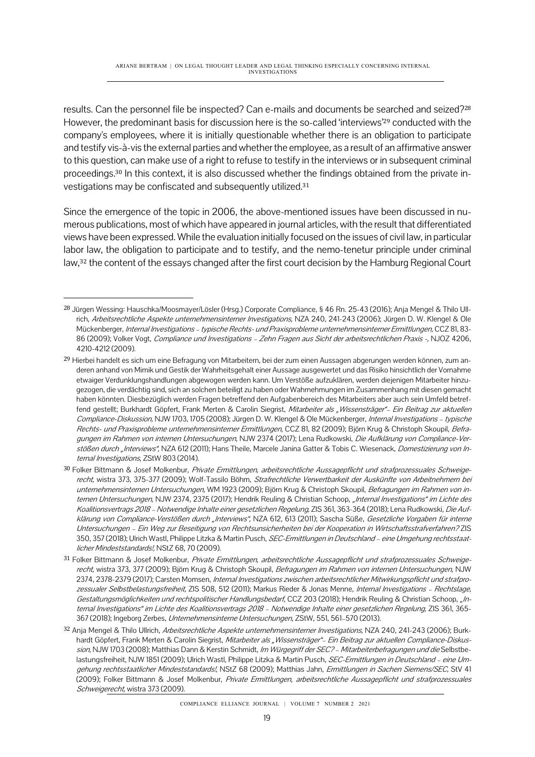results. Can the personnel file be inspected? Can e-mails and documents be searched and seized?[28] However, the predominant basis for discussion here is the so-called 'interviews'[29] conducted with the company's employees, where it is initially questionable whether there is an obligation to participate and testify vis-à-vis the external parties and whether the employee, as a result of an affirmative answer to this question, can make use of a right to refuse to testify in the interviews or in subsequent criminal proceedings.[30] In this context, it is also discussed whether the findings obtained from the private investigations may be confiscated and subsequently utilized.[31]

Since the emergence of the topic in 2006, the above-mentioned issues have been discussed in numerous publications, most of which have appeared in journal articles, with the result that differentiated views have been expressed. While the evaluation initially focused on the issues of civil law, in particular labor law, the obligation to participate and to testify, and the nemo-tenetur principle under criminal law,[32] the content of the essays changed after the first court decision by the Hamburg Regional Court

---

[28] Jürgen Wessing: Hauschka/Moosmayer/Lösler (Hrsg.) Corporate Compliance, § 46 Rn. 25-43 (2016); Anja Mengel & Thilo Ullrich, *Arbeitsrechtliche Aspekte unternehmensinterner Investigations,* NZA 240, 241-243 (2006); Jürgen D. W. Klengel & Ole Mückenberger, *Internal Investigations – typische Rechts- und Praxisprobleme unternehmensinterner Ermittlungen,* CCZ 81, 83-86 (2009); Volker Vogt, *Compliance und Investigations – Zehn Fragen aus Sicht der arbeitsrechtlichen Praxis -,* NJOZ 4206, 4210-4212 (2009).

[29] Hierbei handelt es sich um eine Befragung von Mitarbeitern, bei der zum einen Aussagen abgerungen werden können, zum anderen anhand von Mimik und Gestik der Wahrheitsgehalt einer Aussage ausgewertet und das Risiko hinsichtlich der Vornahme etwaiger Verdunklungshandlungen abgewogen werden kann. Um Verstöße aufzuklären, werden diejenigen Mitarbeiter hinzugezogen, die verdächtig sind, sich an solchen beteiligt zu haben oder Wahrnehmungen im Zusammenhang mit diesen gemacht haben könnten. Diesbezüglich werden Fragen betreffend den Aufgabenbereich des Mitarbeiters aber auch sein Umfeld betreffend gestellt; Burkhardt Göpfert, Frank Merten & Carolin Siegrist, *Mitarbeiter als „Wissensträger"– Ein Beitrag zur aktuellen Compliance-Diskussion,* NJW 1703, 1705 (2008); Jürgen D. W. Klengel & Ole Mückenberger, *Internal Investigations – typische Rechts- und Praxisprobleme unternehmensinterner Ermittlungen,* CCZ 81, 82 (2009); Björn Krug & Christoph Skoupil, *Befragungen im Rahmen von internen Untersuchungen,* NJW 2374 (2017); Lena Rudkowski, *Die Aufklärung von Compliance-Verstößen durch „Interviews",* NZA 612 (2011); Hans Theile, Marcele Janina Gatter & Tobis C. Wiesenack, *Domestizierung von Internal Investigations*, ZStW 803 (2014).

[30] Folker Bittmann & Josef Molkenbur, *Private Ermittlungen, arbeitsrechtliche Aussagepflicht und strafprozessuales Schweigerecht,* wistra 373, 375-377 (2009); Wolf-Tassilo Böhm, *Strafrechtliche Verwertbarkeit der Auskünfte von Arbeitnehmern bei unternehmensinternen Untersuchungen,* WM 1923 (2009); Björn Krug & Christoph Skoupil, *Befragungen im Rahmen von internen Untersuchungen,* NJW 2374, 2375 (2017); Hendrik Reuling & Christian Schoop, *„Internal Investigations" im Lichte des Koalitionsvertrags 2018 – Notwendige Inhalte einer gesetzlichen Regelung,* ZIS 361, 363-364 (2018); Lena Rudkowski, *Die Aufklärung von Compliance-Verstößen durch „Interviews",* NZA 612, 613 (2011); Sascha Süße, *Gesetzliche Vorgaben für interne Untersuchungen – Ein Weg zur Beseitigung von Rechtsunsicherheiten bei der Kooperation in Wirtschaftsstrafverfahren?* ZIS 350, 357 (2018); Ulrich Wastl, Philippe Litzka & Martin Pusch, *SEC-Ermittlungen in Deutschland – eine Umgehung rechtsstaatlicher Mindeststandards!,* NStZ 68, 70 (2009).

[31] Folker Bittmann & Josef Molkenbur, *Private Ermittlungen, arbeitsrechtliche Aussagepflicht und strafprozessuales Schweigerecht,* wistra 373, 377 (2009); Björn Krug & Christoph Skoupil, *Befragungen im Rahmen von internen Untersuchungen,* NJW 2374, 2378-2379 (2017); Carsten Momsen, *Internal Investigations zwischen arbeitsrechtlicher Mitwirkungspflicht und strafprozessualer Selbstbelastungsfreiheit,* ZIS 508, 512 (2011); Markus Rieder & Jonas Menne, *Internal Investigations – Rechtslage, Gestaltungsmöglichkeiten und rechtspolitischer Handlungsbedarf,* CCZ 203 (2018); Hendrik Reuling & Christian Schoop, *„Internal Investigations" im Lichte des Koalitionsvertrags 2018 – Notwendige Inhalte einer gesetzlichen Regelung,* ZIS 361, 365-367 (2018); Ingeborg Zerbes, *Unternehmensinterne Untersuchungen,* ZStW, 551, 561–570 (2013).

[32] Anja Mengel & Thilo Ullrich, *Arbeitsrechtliche Aspekte unternehmensinterner Investigations,* NZA 240, 241-243 (2006); Burkhardt Göpfert, Frank Merten & Carolin Siegrist, *Mitarbeiter als „Wissensträger"– Ein Beitrag zur aktuellen Compliance-Diskussion,* NJW 1703 (2008); Matthias Dann & Kerstin Schmidt, *Im Würgegriff der SEC? – Mitarbeiterbefragungen und die* Selbstbelastungsfreiheit, NJW 1851 (2009); Ulrich Wastl, Philippe Litzka & Martin Pusch, *SEC-Ermittlungen in Deutschland – eine Umgehung rechtsstaatlicher Mindeststandards!,* NStZ 68 (2009); Matthias Jahn, *Ermittlungen in Sachen Siemens/SEC,* StV 41 (2009); Folker Bittmann & Josef Molkenbur, *Private Ermittlungen, arbeitsrechtliche Aussagepflicht und strafprozessuales Schweigerecht,* wistra 373 (2009).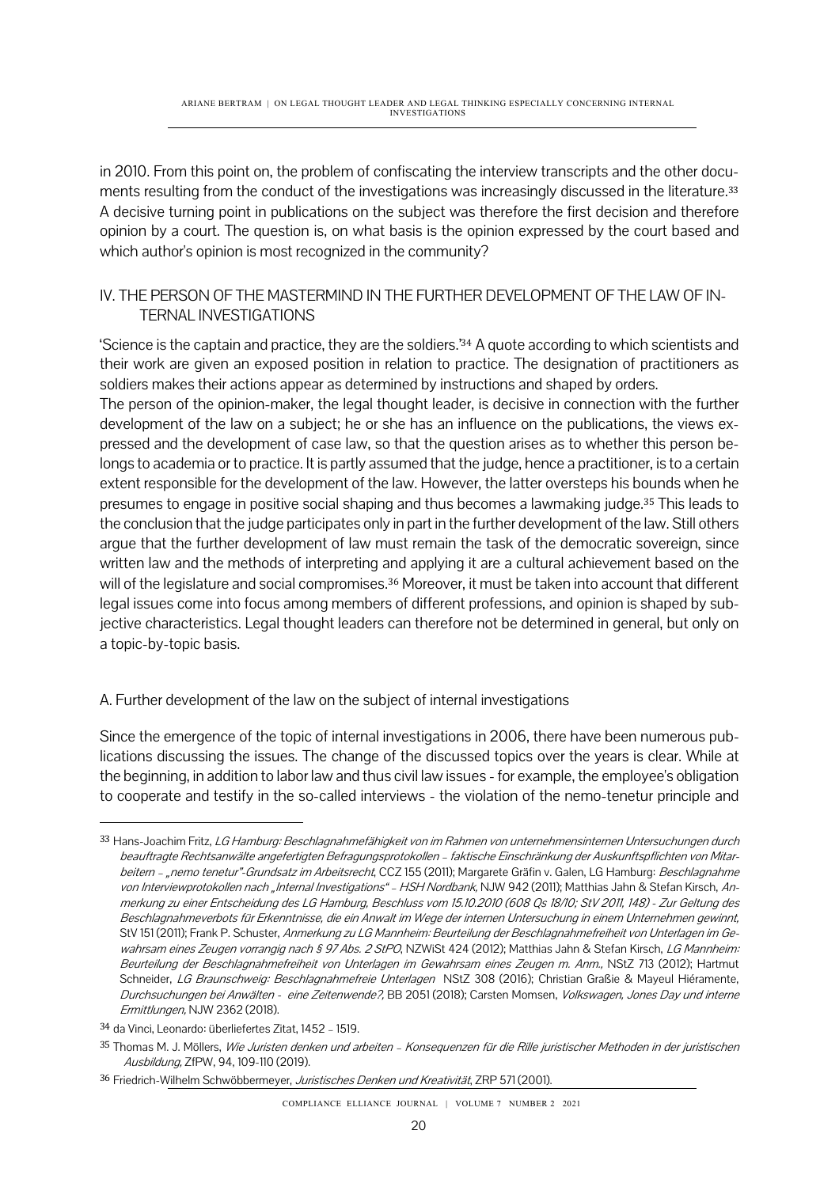in 2010. From this point on, the problem of confiscating the interview transcripts and the other documents resulting from the conduct of the investigations was increasingly discussed in the literature.[33] A decisive turning point in publications on the subject was therefore the first decision and therefore opinion by a court. The question is, on what basis is the opinion expressed by the court based and which author's opinion is most recognized in the community?

## IV. THE PERSON OF THE MASTERMIND IN THE FURTHER DEVELOPMENT OF THE LAW OF INTERNAL INVESTIGATIONS

'Science is the captain and practice, they are the soldiers.'[34] A quote according to which scientists and their work are given an exposed position in relation to practice. The designation of practitioners as soldiers makes their actions appear as determined by instructions and shaped by orders.

The person of the opinion-maker, the legal thought leader, is decisive in connection with the further development of the law on a subject; he or she has an influence on the publications, the views expressed and the development of case law, so that the question arises as to whether this person belongs to academia or to practice. It is partly assumed that the judge, hence a practitioner, is to a certain extent responsible for the development of the law. However, the latter oversteps his bounds when he presumes to engage in positive social shaping and thus becomes a lawmaking judge.[35] This leads to the conclusion that the judge participates only in part in the further development of the law. Still others argue that the further development of law must remain the task of the democratic sovereign, since written law and the methods of interpreting and applying it are a cultural achievement based on the will of the legislature and social compromises.[36] Moreover, it must be taken into account that different legal issues come into focus among members of different professions, and opinion is shaped by subjective characteristics. Legal thought leaders can therefore not be determined in general, but only on a topic-by-topic basis.

### A. Further development of the law on the subject of internal investigations

Since the emergence of the topic of internal investigations in 2006, there have been numerous publications discussing the issues. The change of the discussed topics over the years is clear. While at the beginning, in addition to labor law and thus civil law issues - for example, the employee's obligation to cooperate and testify in the so-called interviews - the violation of the nemo-tenetur principle and

---

[33] Hans-Joachim Fritz, *LG Hamburg: Beschlagnahmefähigkeit von im Rahmen von unternehmensinternen Untersuchungen durch beauftragte Rechtsanwälte angefertigten Befragungsprotokollen – faktische Einschränkung der Auskunftspflichten von Mitarbeitern – „nemo tenetur"-Grundsatz im Arbeitsrecht*, CCZ 155 (2011); Margarete Gräfin v. Galen, LG Hamburg: *Beschlagnahme von Interviewprotokollen nach „Internal Investigations" – HSH Nordbank*, NJW 942 (2011); Matthias Jahn & Stefan Kirsch, *Anmerkung zu einer Entscheidung des LG Hamburg, Beschluss vom 15.10.2010 (608 Qs 18/10; StV 2011, 148) - Zur Geltung des Beschlagnahmeverbots für Erkenntnisse, die ein Anwalt im Wege der internen Untersuchung in einem Unternehmen gewinnt,* StV 151 (2011); Frank P. Schuster, *Anmerkung zu LG Mannheim: Beurteilung der Beschlagnahmefreiheit von Unterlagen im Gewahrsam eines Zeugen vorrangig nach § 97 Abs. 2 StPO*, NZWiSt 424 (2012); Matthias Jahn & Stefan Kirsch, *LG Mannheim: Beurteilung der Beschlagnahmefreiheit von Unterlagen im Gewahrsam eines Zeugen m. Anm.,* NStZ 713 (2012); Hartmut Schneider, *LG Braunschweig: Beschlagnahmefreie Unterlagen* NStZ 308 (2016); Christian Graßie & Mayeul Hiéramente, *Durchsuchungen bei Anwälten - eine Zeitenwende?,* BB 2051 (2018); Carsten Momsen, *Volkswagen, Jones Day und interne Ermittlungen,* NJW 2362 (2018).

[34] da Vinci, Leonardo: überliefertes Zitat, 1452 – 1519.

[35] Thomas M. J. Möllers, *Wie Juristen denken und arbeiten – Konsequenzen für die Rille juristischer Methoden in der juristischen Ausbildung,* ZfPW, 94, 109-110 (2019).

[36] Friedrich-Wilhelm Schwöbbermeyer, *Juristisches Denken und Kreativität*, ZRP 571 (2001).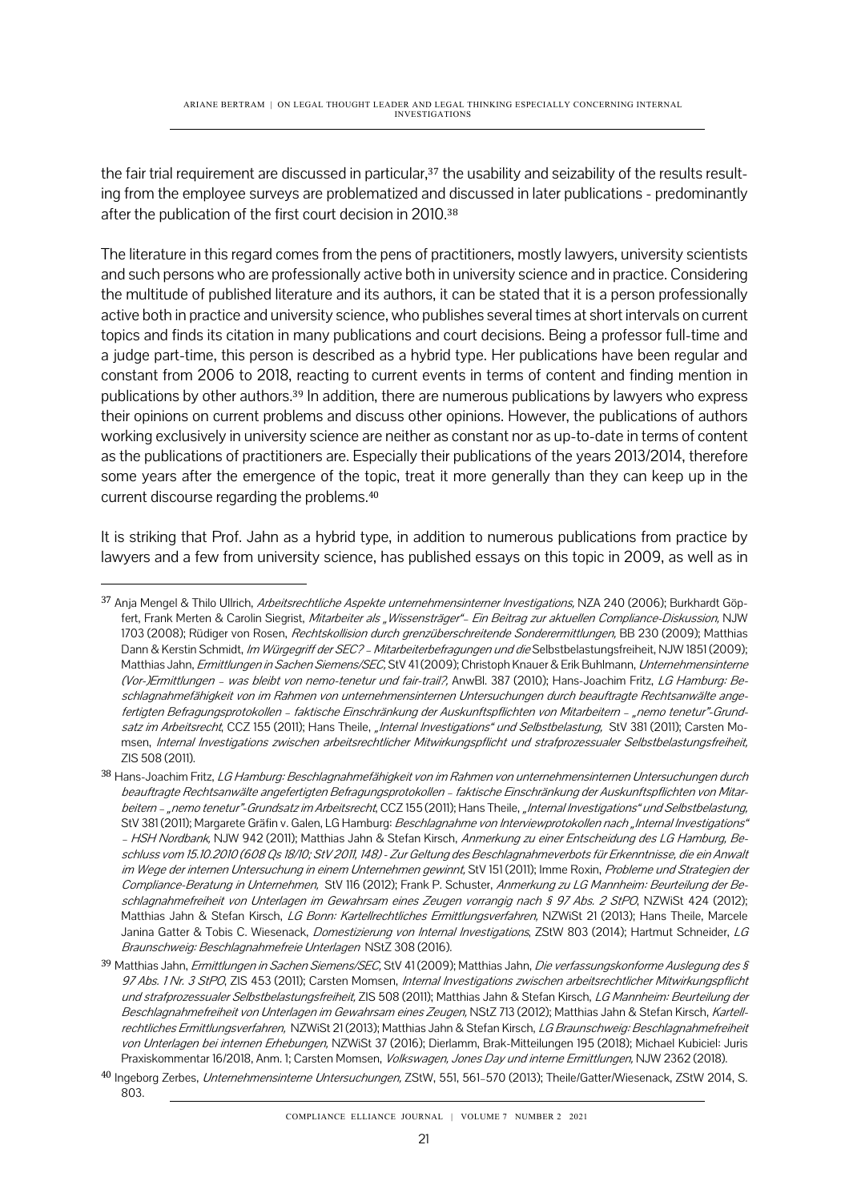the fair trial requirement are discussed in particular,[37] the usability and seizability of the results resulting from the employee surveys are problematized and discussed in later publications - predominantly after the publication of the first court decision in 2010.[38]

The literature in this regard comes from the pens of practitioners, mostly lawyers, university scientists and such persons who are professionally active both in university science and in practice. Considering the multitude of published literature and its authors, it can be stated that it is a person professionally active both in practice and university science, who publishes several times at short intervals on current topics and finds its citation in many publications and court decisions. Being a professor full-time and a judge part-time, this person is described as a hybrid type. Her publications have been regular and constant from 2006 to 2018, reacting to current events in terms of content and finding mention in publications by other authors.[39] In addition, there are numerous publications by lawyers who express their opinions on current problems and discuss other opinions. However, the publications of authors working exclusively in university science are neither as constant nor as up-to-date in terms of content as the publications of practitioners are. Especially their publications of the years 2013/2014, therefore some years after the emergence of the topic, treat it more generally than they can keep up in the current discourse regarding the problems.[40]

It is striking that Prof. Jahn as a hybrid type, in addition to numerous publications from practice by lawyers and a few from university science, has published essays on this topic in 2009, as well as in

---

[37] Anja Mengel & Thilo Ullrich, *Arbeitsrechtliche Aspekte unternehmensinterner Investigations,* NZA 240 (2006); Burkhardt Göpfert, Frank Merten & Carolin Siegrist, *Mitarbeiter als „Wissensträger"– Ein Beitrag zur aktuellen Compliance-Diskussion,* NJW 1703 (2008); Rüdiger von Rosen, *Rechtskollision durch grenzüberschreitende Sonderermittlungen,* BB 230 (2009); Matthias Dann & Kerstin Schmidt, *Im Würgegriff der SEC? – Mitarbeiterbefragungen und die* Selbstbelastungsfreiheit, NJW 1851 (2009); Matthias Jahn, *Ermittlungen in Sachen Siemens/SEC,* StV 41 (2009); Christoph Knauer & Erik Buhlmann, *Unternehmensinterne (Vor-)Ermittlungen – was bleibt von nemo-tenetur und fair-trail?,* AnwBl. 387 (2010); Hans-Joachim Fritz, *LG Hamburg: Beschlagnahmefähigkeit von im Rahmen von unternehmensinternen Untersuchungen durch beauftragte Rechtsanwälte angefertigten Befragungsprotokollen – faktische Einschränkung der Auskunftspflichten von Mitarbeitern – „nemo tenetur"-Grundsatz im Arbeitsrecht*, CCZ 155 (2011); Hans Theile, *„Internal Investigations" und Selbstbelastung,* StV 381 (2011); Carsten Momsen, *Internal Investigations zwischen arbeitsrechtlicher Mitwirkungspflicht und strafprozessualer Selbstbelastungsfreiheit,* ZIS 508 (2011).

[38] Hans-Joachim Fritz, *LG Hamburg: Beschlagnahmefähigkeit von im Rahmen von unternehmensinternen Untersuchungen durch beauftragte Rechtsanwälte angefertigten Befragungsprotokollen – faktische Einschränkung der Auskunftspflichten von Mitarbeitern – „nemo tenetur"-Grundsatz im Arbeitsrecht*, CCZ 155 (2011); Hans Theile, *„Internal Investigations" und Selbstbelastung,* StV 381 (2011); Margarete Gräfin v. Galen, LG Hamburg: *Beschlagnahme von Interviewprotokollen nach „Internal Investigations" – HSH Nordbank,* NJW 942 (2011); Matthias Jahn & Stefan Kirsch, *Anmerkung zu einer Entscheidung des LG Hamburg, Beschluss vom 15.10.2010 (608 Qs 18/10; StV 2011, 148) - Zur Geltung des Beschlagnahmeverbots für Erkenntnisse, die ein Anwalt im Wege der internen Untersuchung in einem Unternehmen gewinnt,* StV 151 (2011); Imme Roxin, *Probleme und Strategien der Compliance-Beratung in Unternehmen,* StV 116 (2012); Frank P. Schuster, *Anmerkung zu LG Mannheim: Beurteilung der Beschlagnahmefreiheit von Unterlagen im Gewahrsam eines Zeugen vorrangig nach § 97 Abs. 2 StPO*, NZWiSt 424 (2012); Matthias Jahn & Stefan Kirsch, *LG Bonn: Kartellrechtliches Ermittlungsverfahren*, NZWiSt 21 (2013); Hans Theile, Marcele Janina Gatter & Tobis C. Wiesenack, *Domestizierung von Internal Investigations*, ZStW 803 (2014); Hartmut Schneider, *LG Braunschweig: Beschlagnahmefreie Unterlagen* NStZ 308 (2016).

[39] Matthias Jahn, *Ermittlungen in Sachen Siemens/SEC,* StV 41 (2009); Matthias Jahn, *Die verfassungskonforme Auslegung des § 97 Abs. 1 Nr. 3 StPO*, ZIS 453 (2011); Carsten Momsen, *Internal Investigations zwischen arbeitsrechtlicher Mitwirkungspflicht und strafprozessualer Selbstbelastungsfreiheit,* ZIS 508 (2011); Matthias Jahn & Stefan Kirsch, *LG Mannheim: Beurteilung der Beschlagnahmefreiheit von Unterlagen im Gewahrsam eines Zeugen,* NStZ 713 (2012); Matthias Jahn & Stefan Kirsch, *Kartellrechtliches Ermittlungsverfahren,* NZWiSt 21 (2013); Matthias Jahn & Stefan Kirsch, *LG Braunschweig: Beschlagnahmefreiheit von Unterlagen bei internen Erhebungen,* NZWiSt 37 (2016); Dierlamm, Brak-Mitteilungen 195 (2018); Michael Kubiciel: Juris Praxiskommentar 16/2018, Anm. 1; Carsten Momsen, *Volkswagen, Jones Day und interne Ermittlungen,* NJW 2362 (2018).

[40] Ingeborg Zerbes, *Unternehmensinterne Untersuchungen,* ZStW, 551, 561–570 (2013); Theile/Gatter/Wiesenack, ZStW 2014, S. 803.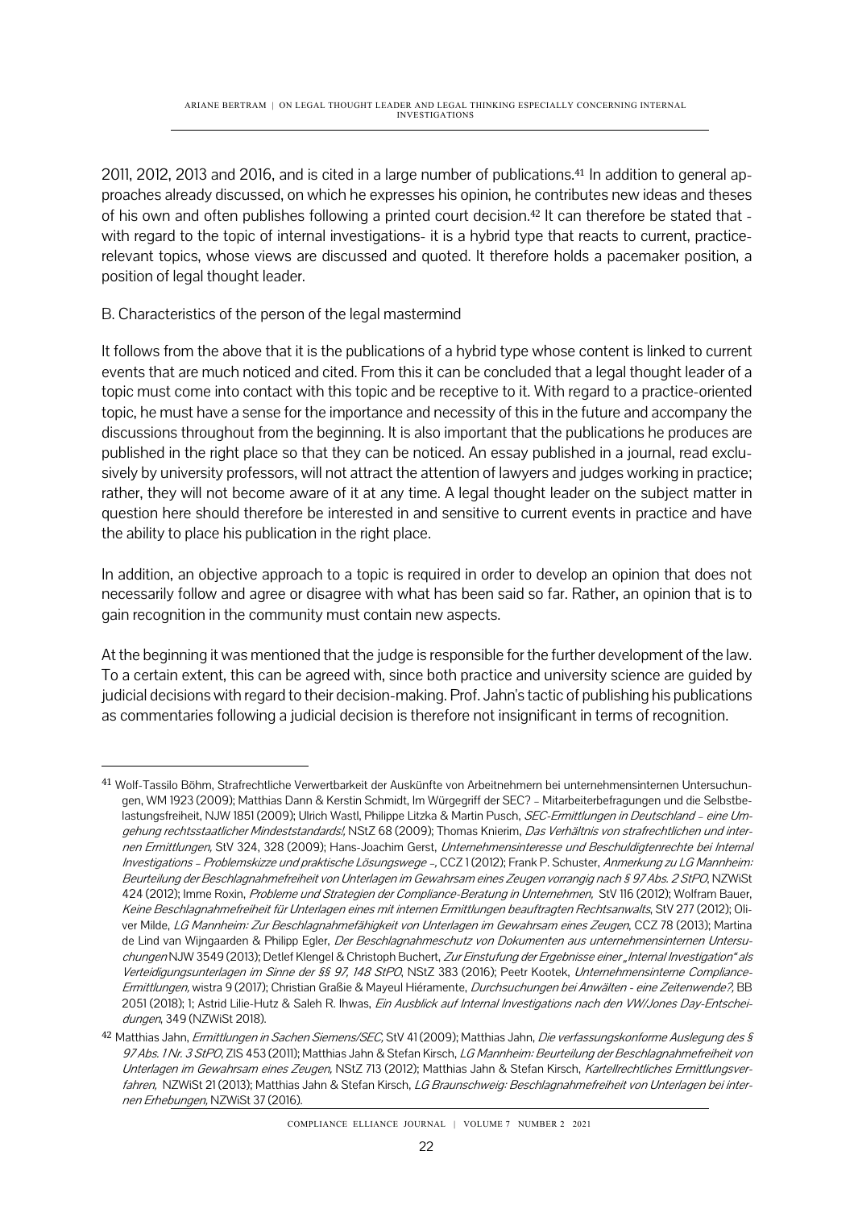2011, 2012, 2013 and 2016, and is cited in a large number of publications.[41] In addition to general approaches already discussed, on which he expresses his opinion, he contributes new ideas and theses of his own and often publishes following a printed court decision.[42] It can therefore be stated that - with regard to the topic of internal investigations- it is a hybrid type that reacts to current, practice-relevant topics, whose views are discussed and quoted. It therefore holds a pacemaker position, a position of legal thought leader.

B. Characteristics of the person of the legal mastermind

It follows from the above that it is the publications of a hybrid type whose content is linked to current events that are much noticed and cited. From this it can be concluded that a legal thought leader of a topic must come into contact with this topic and be receptive to it. With regard to a practice-oriented topic, he must have a sense for the importance and necessity of this in the future and accompany the discussions throughout from the beginning. It is also important that the publications he produces are published in the right place so that they can be noticed. An essay published in a journal, read exclusively by university professors, will not attract the attention of lawyers and judges working in practice; rather, they will not become aware of it at any time. A legal thought leader on the subject matter in question here should therefore be interested in and sensitive to current events in practice and have the ability to place his publication in the right place.

In addition, an objective approach to a topic is required in order to develop an opinion that does not necessarily follow and agree or disagree with what has been said so far. Rather, an opinion that is to gain recognition in the community must contain new aspects.

At the beginning it was mentioned that the judge is responsible for the further development of the law. To a certain extent, this can be agreed with, since both practice and university science are guided by judicial decisions with regard to their decision-making. Prof. Jahn's tactic of publishing his publications as commentaries following a judicial decision is therefore not insignificant in terms of recognition.

---

[41] Wolf-Tassilo Böhm, Strafrechtliche Verwertbarkeit der Auskünfte von Arbeitnehmern bei unternehmensinternen Untersuchungen, WM 1923 (2009); Matthias Dann & Kerstin Schmidt, Im Würgegriff der SEC? – Mitarbeiterbefragungen und die Selbstbelastungsfreiheit, NJW 1851 (2009); Ulrich Wastl, Philippe Litzka & Martin Pusch, *SEC-Ermittlungen in Deutschland – eine Umgehung rechtsstaatlicher Mindeststandards!,* NStZ 68 (2009); Thomas Knierim, *Das Verhältnis von strafrechtlichen und internen Ermittlungen,* StV 324, 328 (2009); Hans-Joachim Gerst, *Unternehmensinteresse und Beschuldigtenrechte bei Internal Investigations – Problemskizze und praktische Lösungswege –,* CCZ 1 (2012); Frank P. Schuster, *Anmerkung zu LG Mannheim: Beurteilung der Beschlagnahmefreiheit von Unterlagen im Gewahrsam eines Zeugen vorrangig nach § 97 Abs. 2 StPO*, NZWiSt 424 (2012); Imme Roxin, *Probleme und Strategien der Compliance-Beratung in Unternehmen,* StV 116 (2012); Wolfram Bauer, *Keine Beschlagnahmefreiheit für Unterlagen eines mit internen Ermittlungen beauftragten Rechtsanwalts*, StV 277 (2012); Oliver Milde, *LG Mannheim: Zur Beschlagnahmefähigkeit von Unterlagen im Gewahrsam eines Zeugen*, CCZ 78 (2013); Martina de Lind van Wijngaarden & Philipp Egler, *Der Beschlagnahmeschutz von Dokumenten aus unternehmensinternen Untersuchungen* NJW 3549 (2013); Detlef Klengel & Christoph Buchert, *Zur Einstufung der Ergebnisse einer „Internal Investigation" als Verteidigungsunterlagen im Sinne der §§ 97, 148 StPO*, NStZ 383 (2016); Peetr Kootek, *Unternehmensinterne Compliance-Ermittlungen,* wistra 9 (2017); Christian Graßie & Mayeul Hiéramente, *Durchsuchungen bei Anwälten - eine Zeitenwende?,* BB 2051 (2018); 1; Astrid Lilie-Hutz & Saleh R. Ihwas, *Ein Ausblick auf Internal Investigations nach den VW/Jones Day-Entscheidungen*, 349 (NZWiSt 2018).

[42] Matthias Jahn, *Ermittlungen in Sachen Siemens/SEC,* StV 41 (2009); Matthias Jahn, *Die verfassungskonforme Auslegung des § 97 Abs. 1 Nr. 3 StPO*, ZIS 453 (2011); Matthias Jahn & Stefan Kirsch, *LG Mannheim: Beurteilung der Beschlagnahmefreiheit von Unterlagen im Gewahrsam eines Zeugen,* NStZ 713 (2012); Matthias Jahn & Stefan Kirsch, *Kartellrechtliches Ermittlungsverfahren,* NZWiSt 21 (2013); Matthias Jahn & Stefan Kirsch, *LG Braunschweig: Beschlagnahmefreiheit von Unterlagen bei internen Erhebungen,* NZWiSt 37 (2016).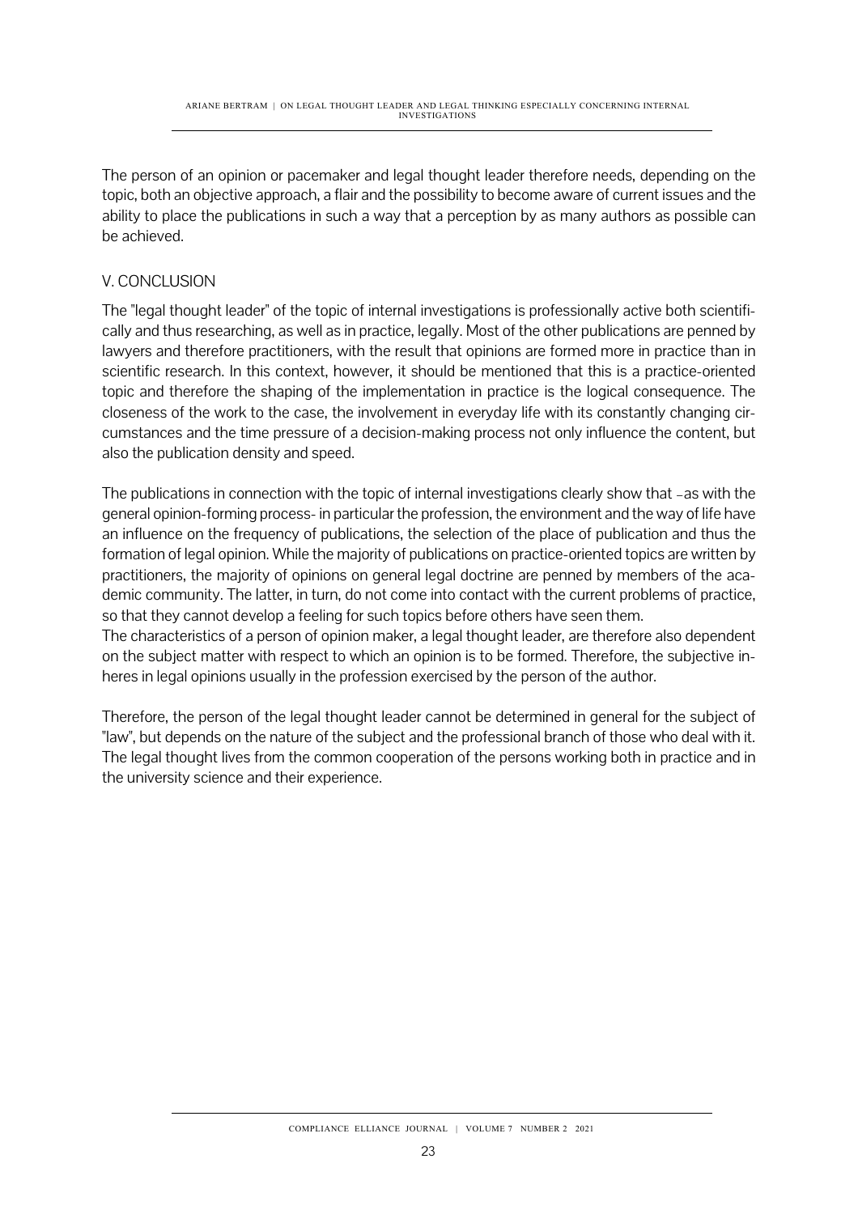The person of an opinion or pacemaker and legal thought leader therefore needs, depending on the topic, both an objective approach, a flair and the possibility to become aware of current issues and the ability to place the publications in such a way that a perception by as many authors as possible can be achieved.

## V. CONCLUSION

The "legal thought leader" of the topic of internal investigations is professionally active both scientifically and thus researching, as well as in practice, legally. Most of the other publications are penned by lawyers and therefore practitioners, with the result that opinions are formed more in practice than in scientific research. In this context, however, it should be mentioned that this is a practice-oriented topic and therefore the shaping of the implementation in practice is the logical consequence. The closeness of the work to the case, the involvement in everyday life with its constantly changing circumstances and the time pressure of a decision-making process not only influence the content, but also the publication density and speed.

The publications in connection with the topic of internal investigations clearly show that –as with the general opinion-forming process- in particular the profession, the environment and the way of life have an influence on the frequency of publications, the selection of the place of publication and thus the formation of legal opinion. While the majority of publications on practice-oriented topics are written by practitioners, the majority of opinions on general legal doctrine are penned by members of the academic community. The latter, in turn, do not come into contact with the current problems of practice, so that they cannot develop a feeling for such topics before others have seen them.

The characteristics of a person of opinion maker, a legal thought leader, are therefore also dependent on the subject matter with respect to which an opinion is to be formed. Therefore, the subjective inheres in legal opinions usually in the profession exercised by the person of the author.

Therefore, the person of the legal thought leader cannot be determined in general for the subject of "law", but depends on the nature of the subject and the professional branch of those who deal with it. The legal thought lives from the common cooperation of the persons working both in practice and in the university science and their experience.